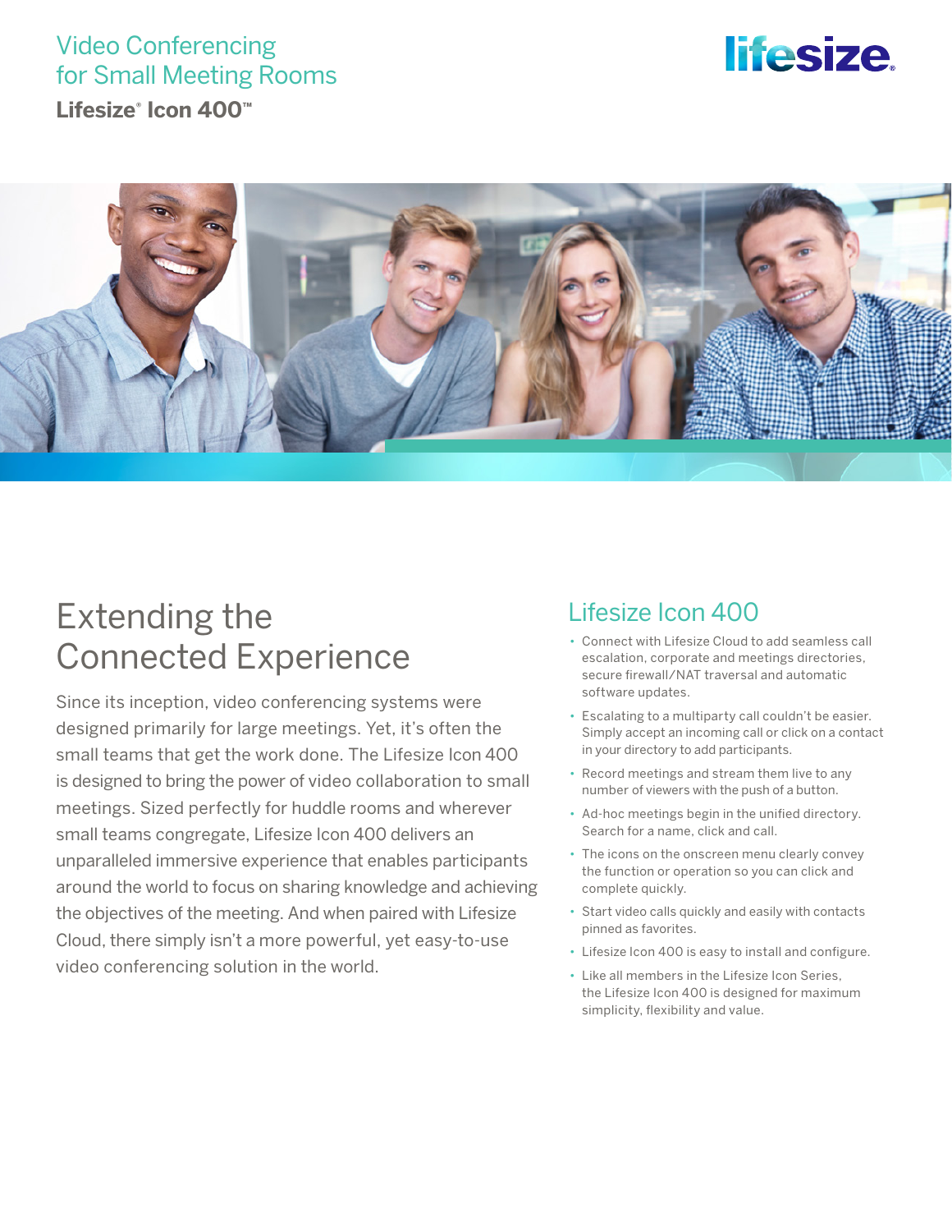# Video Conferencing for Small Meeting Rooms

**Lifesize® Icon 400™**

## Extending the Connected Experience

Since its inception, video conferencing systems were designed primarily for large meetings. Yet, it's often the small teams that get the work done. The Lifesize Icon 400 is designed to bring the power of video collaboration to small meetings. Sized perfectly for huddle rooms and wherever small teams congregate, Lifesize Icon 400 delivers an unparalleled immersive experience that enables participants around the world to focus on sharing knowledge and achieving the objectives of the meeting. And when paired with Lifesize Cloud, there simply isn't a more powerful, yet easy-to-use video conferencing solution in the world.

## Lifesize Icon 400

- Connect with Lifesize Cloud to add seamless call escalation, corporate and meetings directories, secure firewall/NAT traversal and automatic software updates.
- Escalating to a multiparty call couldn't be easier. Simply accept an incoming call or click on a contact in your directory to add participants.
- Record meetings and stream them live to any number of viewers with the push of a button.
- Ad-hoc meetings begin in the unified directory. Search for a name, click and call.
- The icons on the onscreen menu clearly convey the function or operation so you can click and complete quickly.
- Start video calls quickly and easily with contacts pinned as favorites.
- Lifesize Icon 400 is easy to install and configure.
- Like all members in the Lifesize Icon Series, the Lifesize Icon 400 is designed for maximum simplicity, flexibility and value.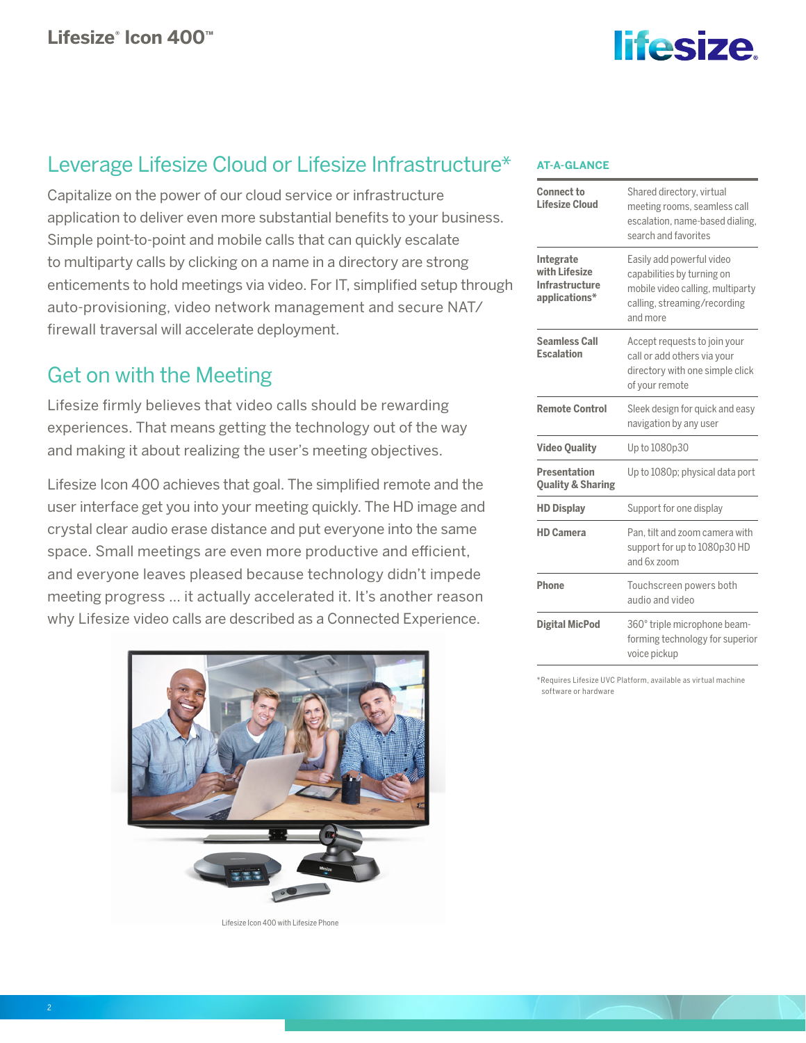## Leverage Lifesize Cloud or Lifesize Infrastructure*

Capitalize on the power of our cloud service or infrastructure application to deliver even more substantial benefits to your business. Simple point-to-point and mobile calls that can quickly escalate to multiparty calls by clicking on a name in a directory are strong enticements to hold meetings via video. For IT, simplified setup through auto-provisioning, video network management and secure NAT/ firewall traversal will accelerate deployment.

## Get on with the Meeting

Lifesize firmly believes that video calls should be rewarding experiences. That means getting the technology out of the way and making it about realizing the user's meeting objectives.

Lifesize Icon 400 achieves that goal. The simplified remote and the user interface get you into your meeting quickly. The HD image and crystal clear audio erase distance and put everyone into the same space. Small meetings are even more productive and efficient, and everyone leaves pleased because technology didn't impede meeting progress ... it actually accelerated it. It's another reason why Lifesize video calls are described as a Connected Experience.

Lifesize Icon 400 with Lifesize Phone

### AT-A-GLANCE

| | |
|---|---|
| **Connect to Lifesize Cloud** | Shared directory, virtual meeting rooms, seamless call escalation, name-based dialing, search and favorites |
| **Integrate with Lifesize Infrastructure applications*** | Easily add powerful video capabilities by turning on mobile video calling, multiparty calling, streaming/recording and more |
| **Seamless Call Escalation** | Accept requests to join your call or add others via your directory with one simple click of your remote |
| **Remote Control** | Sleek design for quick and easy navigation by any user |
| **Video Quality** | Up to 1080p30 |
| **Presentation Quality & Sharing** | Up to 1080p; physical data port |
| **HD Display** | Support for one display |
| **HD Camera** | Pan, tilt and zoom camera with support for up to 1080p30 HD and 6x zoom |
| **Phone** | Touchscreen powers both audio and video |
| **Digital MicPod** | 360° triple microphone beam-forming technology for superior voice pickup |

*Requires Lifesize UVC Platform, available as virtual machine software or hardware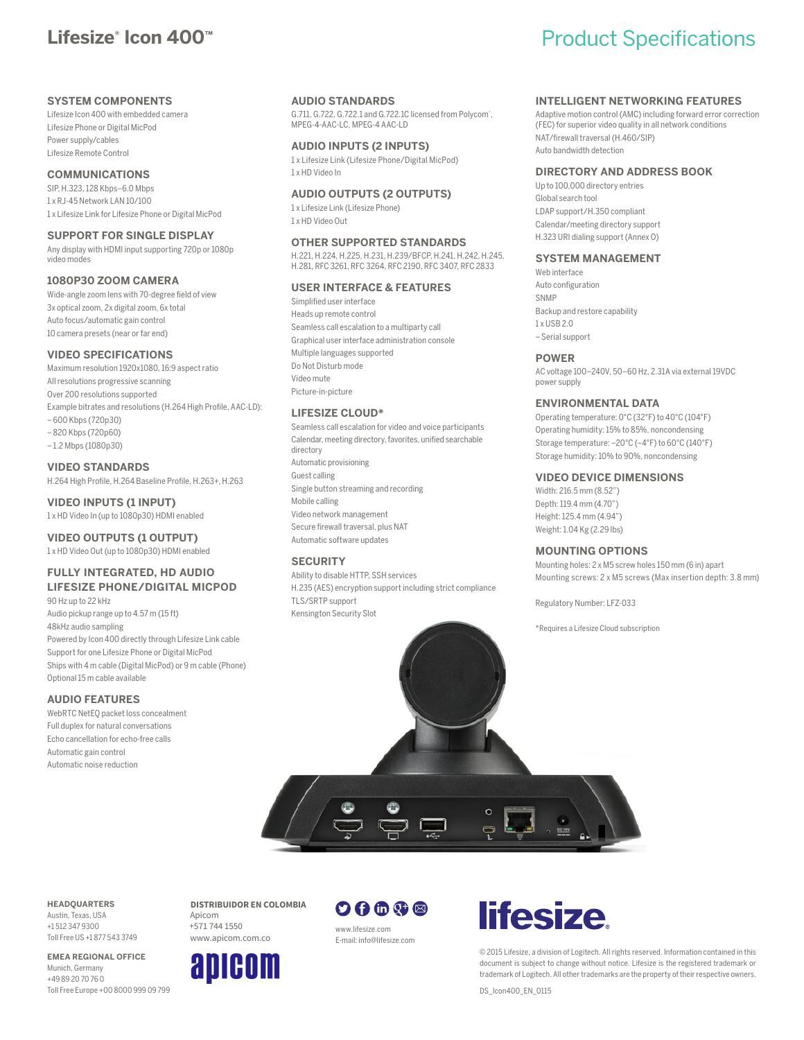# Lifesize® Icon 400™

## Product Specifications

### SYSTEM COMPONENTS
Lifesize Icon 400 with embedded camera
Lifesize Phone or Digital MicPod
Power supply/cables
Lifesize Remote Control

### COMMUNICATIONS
SIP, H.323, 128 Kbps–6.0 Mbps
1 x RJ-45 Network LAN 10/100
1 x Lifesize Link for Lifesize Phone or Digital MicPod

### SUPPORT FOR SINGLE DISPLAY
Any display with HDMI input supporting 720p or 1080p video modes

### 1080P30 ZOOM CAMERA
Wide-angle zoom lens with 70-degree field of view
3x optical zoom, 2x digital zoom, 6x total
Auto focus/automatic gain control
10 camera presets (near or far end)

### VIDEO SPECIFICATIONS
Maximum resolution 1920x1080, 16:9 aspect ratio
All resolutions progressive scanning
Over 200 resolutions supported
Example bitrates and resolutions (H.264 High Profile, AAC-LD):
– 600 Kbps (720p30)
– 820 Kbps (720p60)
– 1.2 Mbps (1080p30)

### VIDEO STANDARDS
H.264 High Profile, H.264 Baseline Profile, H.263+, H.263

### VIDEO INPUTS (1 INPUT)
1 x HD Video In (up to 1080p30) HDMI enabled

### VIDEO OUTPUTS (1 OUTPUT)
1 x HD Video Out (up to 1080p30) HDMI enabled

### FULLY INTEGRATED, HD AUDIO LIFESIZE PHONE/DIGITAL MICPOD
90 Hz up to 22 kHz
Audio pickup range up to 4.57 m (15 ft)
48kHz audio sampling
Powered by Icon 400 directly through Lifesize Link cable
Support for one Lifesize Phone or Digital MicPod
Ships with 4 m cable (Digital MicPod) or 9 m cable (Phone)
Optional 15 m cable available

### AUDIO FEATURES
WebRTC NetEQ packet loss concealment
Full duplex for natural conversations
Echo cancellation for echo-free calls
Automatic gain control
Automatic noise reduction

### AUDIO STANDARDS
G.711, G.722, G.722.1 and G.722.1C licensed from Polycom®, MPEG-4-AAC-LC, MPEG-4 AAC-LD

### AUDIO INPUTS (2 INPUTS)
1 x Lifesize Link (Lifesize Phone/Digital MicPod)
1 x HD Video In

### AUDIO OUTPUTS (2 OUTPUTS)
1 x Lifesize Link (Lifesize Phone)
1 x HD Video Out

### OTHER SUPPORTED STANDARDS
H.221, H.224, H.225, H.231, H.239/BFCP, H.241, H.242, H.245, H.281, RFC 3261, RFC 3264, RFC 2190, RFC 3407, RFC 2833

### USER INTERFACE & FEATURES
Simplified user interface
Heads up remote control
Seamless call escalation to a multiparty call
Graphical user interface administration console
Multiple languages supported
Do Not Disturb mode
Video mute
Picture-in-picture

### LIFESIZE CLOUD*
Seamless call escalation for video and voice participants
Calendar, meeting directory, favorites, unified searchable directory
Automatic provisioning
Guest calling
Single button streaming and recording
Mobile calling
Video network management
Secure firewall traversal, plus NAT
Automatic software updates

### SECURITY
Ability to disable HTTP, SSH services
H.235 (AES) encryption support including strict compliance
TLS/SRTP support
Kensington Security Slot

### INTELLIGENT NETWORKING FEATURES
Adaptive motion control (AMC) including forward error correction (FEC) for superior video quality in all network conditions
NAT/firewall traversal (H.460/SIP)
Auto bandwidth detection

### DIRECTORY AND ADDRESS BOOK
Up to 100,000 directory entries
Global search tool
LDAP support/H.350 compliant
Calendar/meeting directory support
H.323 URI dialing support (Annex O)

### SYSTEM MANAGEMENT
Web interface
Auto configuration
SNMP
Backup and restore capability
1 x USB 2.0
– Serial support

### POWER
AC voltage 100–240V, 50–60 Hz, 2.31A via external 19VDC power supply

### ENVIRONMENTAL DATA
Operating temperature: 0°C (32°F) to 40°C (104°F)
Operating humidity: 15% to 85%, noncondensing
Storage temperature: –20°C (–4°F) to 60°C (140°F)
Storage humidity: 10% to 90%, noncondensing

### VIDEO DEVICE DIMENSIONS
Width: 216.5 mm (8.52")
Depth: 119.4 mm (4.70")
Height: 125.4 mm (4.94")
Weight: 1.04 Kg (2.29 lbs)

### MOUNTING OPTIONS
Mounting holes: 2 x M5 screw holes 150 mm (6 in) apart
Mounting screws: 2 x M5 screws (Max insertion depth: 3.8 mm)

Regulatory Number: LFZ-033

*Requires a Lifesize Cloud subscription

**HEADQUARTERS**
Austin, Texas, USA
+1 512 347 9300
Toll Free US +1 877 543 3749

**EMEA REGIONAL OFFICE**
Munich, Germany
+49 89 20 70 76 0
Toll Free Europe +00 8000 999 09 799

**DISTRIBUIDOR EN COLOMBIA**
Apicom
+571 744 1550
www.apicom.com.co

www.lifesize.com
E-mail: info@lifesize.com

© 2015 Lifesize, a division of Logitech. All rights reserved. Information contained in this document is subject to change without notice. Lifesize is the registered trademark or trademark of Logitech. All other trademarks are the property of their respective owners.

DS_Icon400_EN_0115